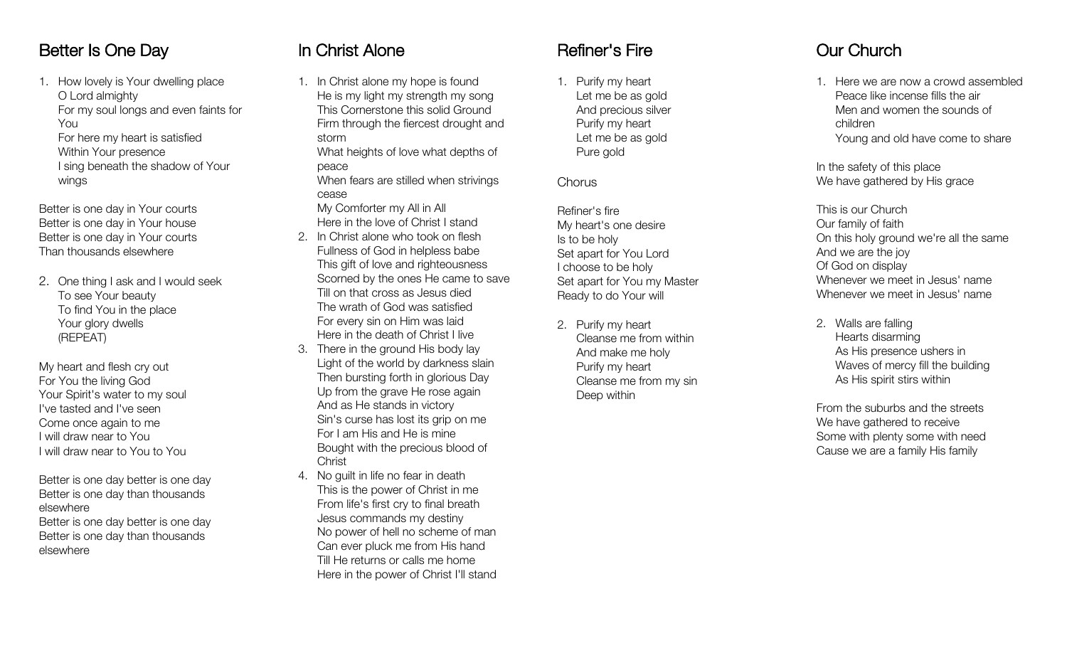## Better Is One Day

1. How lovely is Your dwelling place
   O Lord almighty
   For my soul longs and even faints for You
   For here my heart is satisfied
   Within Your presence
   I sing beneath the shadow of Your wings

Better is one day in Your courts
Better is one day in Your house
Better is one day in Your courts
Than thousands elsewhere

2. One thing I ask and I would seek
   To see Your beauty
   To find You in the place
   Your glory dwells
   (REPEAT)

My heart and flesh cry out
For You the living God
Your Spirit's water to my soul
I've tasted and I've seen
Come once again to me
I will draw near to You
I will draw near to You to You

Better is one day better is one day
Better is one day than thousands elsewhere
Better is one day better is one day
Better is one day than thousands elsewhere

## In Christ Alone

1. In Christ alone my hope is found
   He is my light my strength my song
   This Cornerstone this solid Ground
   Firm through the fiercest drought and storm
   What heights of love what depths of peace
   When fears are stilled when strivings cease
   My Comforter my All in All
   Here in the love of Christ I stand
2. In Christ alone who took on flesh
   Fullness of God in helpless babe
   This gift of love and righteousness
   Scorned by the ones He came to save
   Till on that cross as Jesus died
   The wrath of God was satisfied
   For every sin on Him was laid
   Here in the death of Christ I live
3. There in the ground His body lay
   Light of the world by darkness slain
   Then bursting forth in glorious Day
   Up from the grave He rose again
   And as He stands in victory
   Sin's curse has lost its grip on me
   For I am His and He is mine
   Bought with the precious blood of Christ
4. No guilt in life no fear in death
   This is the power of Christ in me
   From life's first cry to final breath
   Jesus commands my destiny
   No power of hell no scheme of man
   Can ever pluck me from His hand
   Till He returns or calls me home
   Here in the power of Christ I'll stand

## Refiner's Fire

1. Purify my heart
   Let me be as gold
   And precious silver
   Purify my heart
   Let me be as gold
   Pure gold

Chorus

Refiner's fire
My heart's one desire
Is to be holy
Set apart for You Lord
I choose to be holy
Set apart for You my Master
Ready to do Your will

2. Purify my heart
   Cleanse me from within
   And make me holy
   Purify my heart
   Cleanse me from my sin
   Deep within

## Our Church

1. Here we are now a crowd assembled
   Peace like incense fills the air
   Men and women the sounds of children
   Young and old have come to share

In the safety of this place
We have gathered by His grace

This is our Church
Our family of faith
On this holy ground we're all the same
And we are the joy
Of God on display
Whenever we meet in Jesus' name
Whenever we meet in Jesus' name

2. Walls are falling
   Hearts disarming
   As His presence ushers in
   Waves of mercy fill the building
   As His spirit stirs within

From the suburbs and the streets
We have gathered to receive
Some with plenty some with need
Cause we are a family His family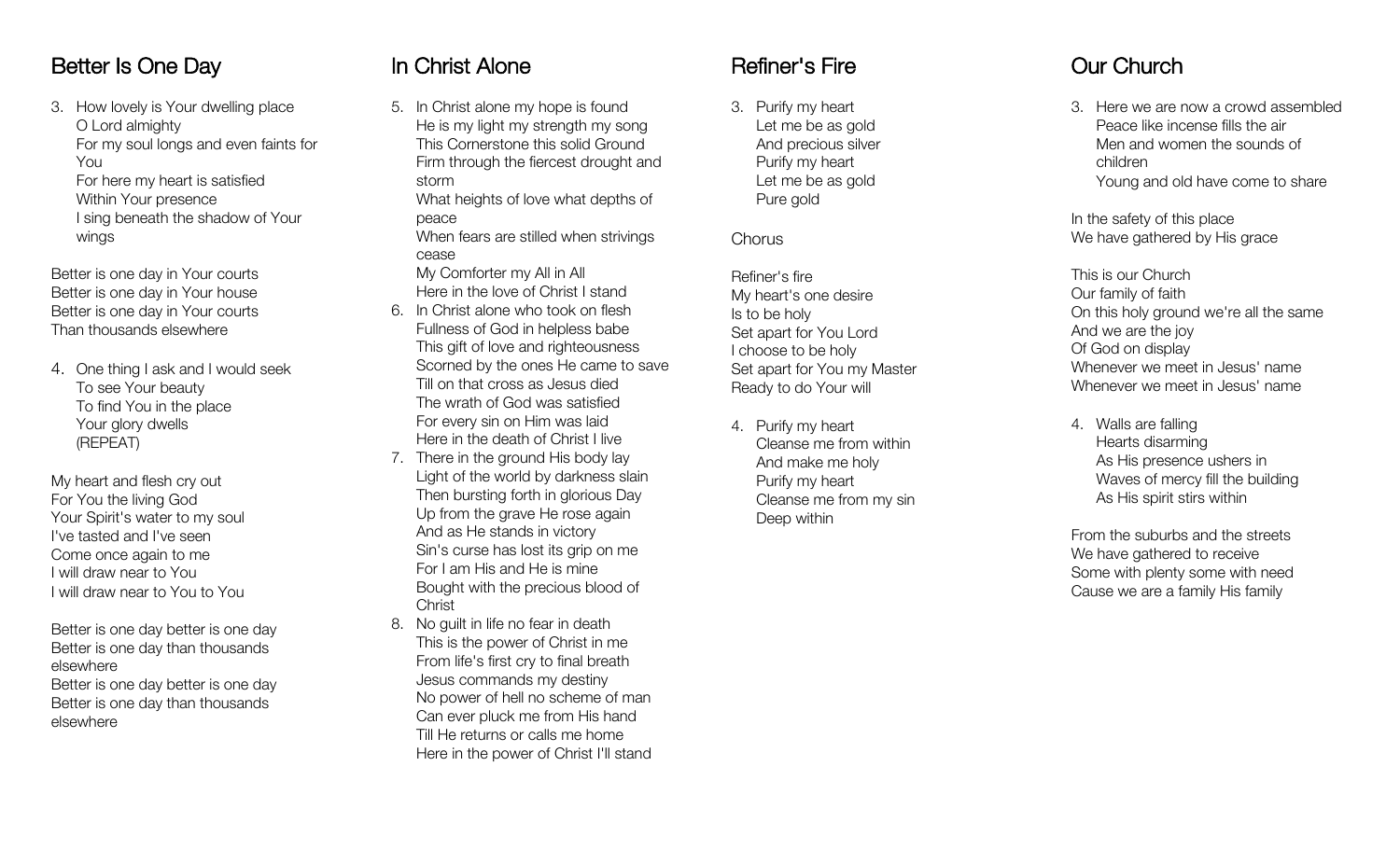## Better Is One Day

3. How lovely is Your dwelling place
   O Lord almighty
   For my soul longs and even faints for You
   For here my heart is satisfied
   Within Your presence
   I sing beneath the shadow of Your wings

Better is one day in Your courts
Better is one day in Your house
Better is one day in Your courts
Than thousands elsewhere

4. One thing I ask and I would seek
   To see Your beauty
   To find You in the place
   Your glory dwells
   (REPEAT)

My heart and flesh cry out
For You the living God
Your Spirit's water to my soul
I've tasted and I've seen
Come once again to me
I will draw near to You
I will draw near to You to You

Better is one day better is one day
Better is one day than thousands elsewhere
Better is one day better is one day
Better is one day than thousands elsewhere

## In Christ Alone

5. In Christ alone my hope is found
   He is my light my strength my song
   This Cornerstone this solid Ground
   Firm through the fiercest drought and storm
   What heights of love what depths of peace
   When fears are stilled when strivings cease
   My Comforter my All in All
   Here in the love of Christ I stand
6. In Christ alone who took on flesh
   Fullness of God in helpless babe
   This gift of love and righteousness
   Scorned by the ones He came to save
   Till on that cross as Jesus died
   The wrath of God was satisfied
   For every sin on Him was laid
   Here in the death of Christ I live
7. There in the ground His body lay
   Light of the world by darkness slain
   Then bursting forth in glorious Day
   Up from the grave He rose again
   And as He stands in victory
   Sin's curse has lost its grip on me
   For I am His and He is mine
   Bought with the precious blood of Christ
8. No guilt in life no fear in death
   This is the power of Christ in me
   From life's first cry to final breath
   Jesus commands my destiny
   No power of hell no scheme of man
   Can ever pluck me from His hand
   Till He returns or calls me home
   Here in the power of Christ I'll stand

## Refiner's Fire

3. Purify my heart
   Let me be as gold
   And precious silver
   Purify my heart
   Let me be as gold
   Pure gold

Chorus

Refiner's fire
My heart's one desire
Is to be holy
Set apart for You Lord
I choose to be holy
Set apart for You my Master
Ready to do Your will

4. Purify my heart
   Cleanse me from within
   And make me holy
   Purify my heart
   Cleanse me from my sin
   Deep within

## Our Church

3. Here we are now a crowd assembled
   Peace like incense fills the air
   Men and women the sounds of children
   Young and old have come to share

In the safety of this place
We have gathered by His grace

This is our Church
Our family of faith
On this holy ground we're all the same
And we are the joy
Of God on display
Whenever we meet in Jesus' name
Whenever we meet in Jesus' name

4. Walls are falling
   Hearts disarming
   As His presence ushers in
   Waves of mercy fill the building
   As His spirit stirs within

From the suburbs and the streets
We have gathered to receive
Some with plenty some with need
Cause we are a family His family